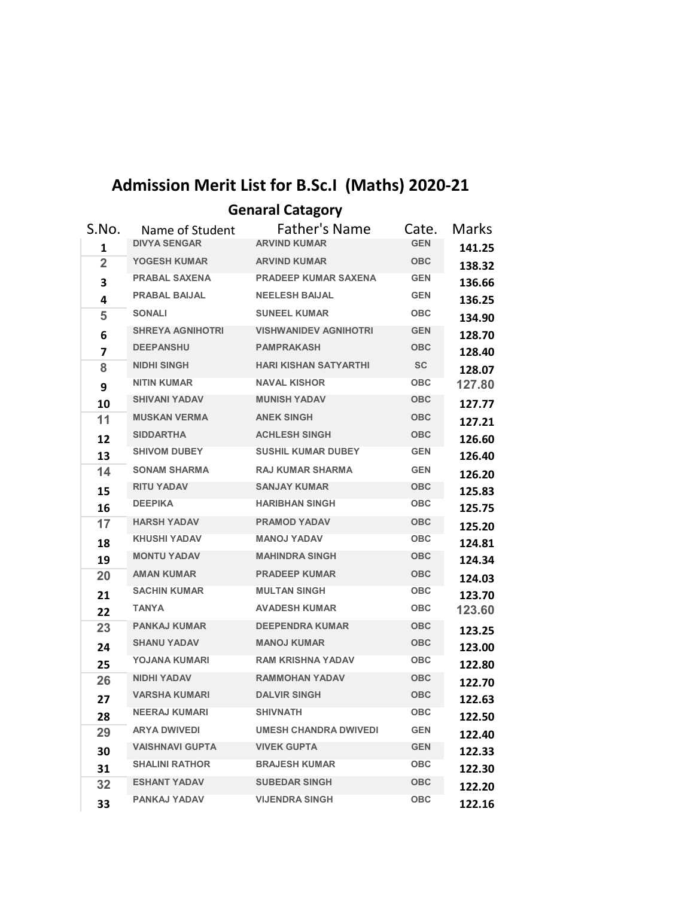# Admission Merit List for B.Sc.I (Maths) 2020-21

## Genaral Catagory

| S.No. | Name of Student | Father's Name | Cate. | Marks |
|---|---|---|---|---|
| 1 | DIVYA SENGAR | ARVIND KUMAR | GEN | 141.25 |
| 2 | YOGESH KUMAR | ARVIND KUMAR | OBC | 138.32 |
| 3 | PRABAL SAXENA | PRADEEP KUMAR SAXENA | GEN | 136.66 |
| 4 | PRABAL BAIJAL | NEELESH BAIJAL | GEN | 136.25 |
| 5 | SONALI | SUNEEL KUMAR | OBC | 134.90 |
| 6 | SHREYA AGNIHOTRI | VISHWANIDEV AGNIHOTRI | GEN | 128.70 |
| 7 | DEEPANSHU | PAMPRAKASH | OBC | 128.40 |
| 8 | NIDHI SINGH | HARI KISHAN SATYARTHI | SC | 128.07 |
| 9 | NITIN KUMAR | NAVAL KISHOR | OBC | 127.80 |
| 10 | SHIVANI YADAV | MUNISH YADAV | OBC | 127.77 |
| 11 | MUSKAN VERMA | ANEK SINGH | OBC | 127.21 |
| 12 | SIDDARTHA | ACHLESH SINGH | OBC | 126.60 |
| 13 | SHIVOM DUBEY | SUSHIL KUMAR DUBEY | GEN | 126.40 |
| 14 | SONAM SHARMA | RAJ KUMAR SHARMA | GEN | 126.20 |
| 15 | RITU YADAV | SANJAY KUMAR | OBC | 125.83 |
| 16 | DEEPIKA | HARIBHAN SINGH | OBC | 125.75 |
| 17 | HARSH YADAV | PRAMOD YADAV | OBC | 125.20 |
| 18 | KHUSHI YADAV | MANOJ YADAV | OBC | 124.81 |
| 19 | MONTU YADAV | MAHINDRA SINGH | OBC | 124.34 |
| 20 | AMAN KUMAR | PRADEEP KUMAR | OBC | 124.03 |
| 21 | SACHIN KUMAR | MULTAN SINGH | OBC | 123.70 |
| 22 | TANYA | AVADESH KUMAR | OBC | 123.60 |
| 23 | PANKAJ KUMAR | DEEPENDRA KUMAR | OBC | 123.25 |
| 24 | SHANU YADAV | MANOJ KUMAR | OBC | 123.00 |
| 25 | YOJANA KUMARI | RAM KRISHNA YADAV | OBC | 122.80 |
| 26 | NIDHI YADAV | RAMMOHAN YADAV | OBC | 122.70 |
| 27 | VARSHA KUMARI | DALVIR SINGH | OBC | 122.63 |
| 28 | NEERAJ KUMARI | SHIVNATH | OBC | 122.50 |
| 29 | ARYA DWIVEDI | UMESH CHANDRA DWIVEDI | GEN | 122.40 |
| 30 | VAISHNAVI GUPTA | VIVEK GUPTA | GEN | 122.33 |
| 31 | SHALINI RATHOR | BRAJESH KUMAR | OBC | 122.30 |
| 32 | ESHANT YADAV | SUBEDAR SINGH | OBC | 122.20 |
| 33 | PANKAJ YADAV | VIJENDRA SINGH | OBC | 122.16 |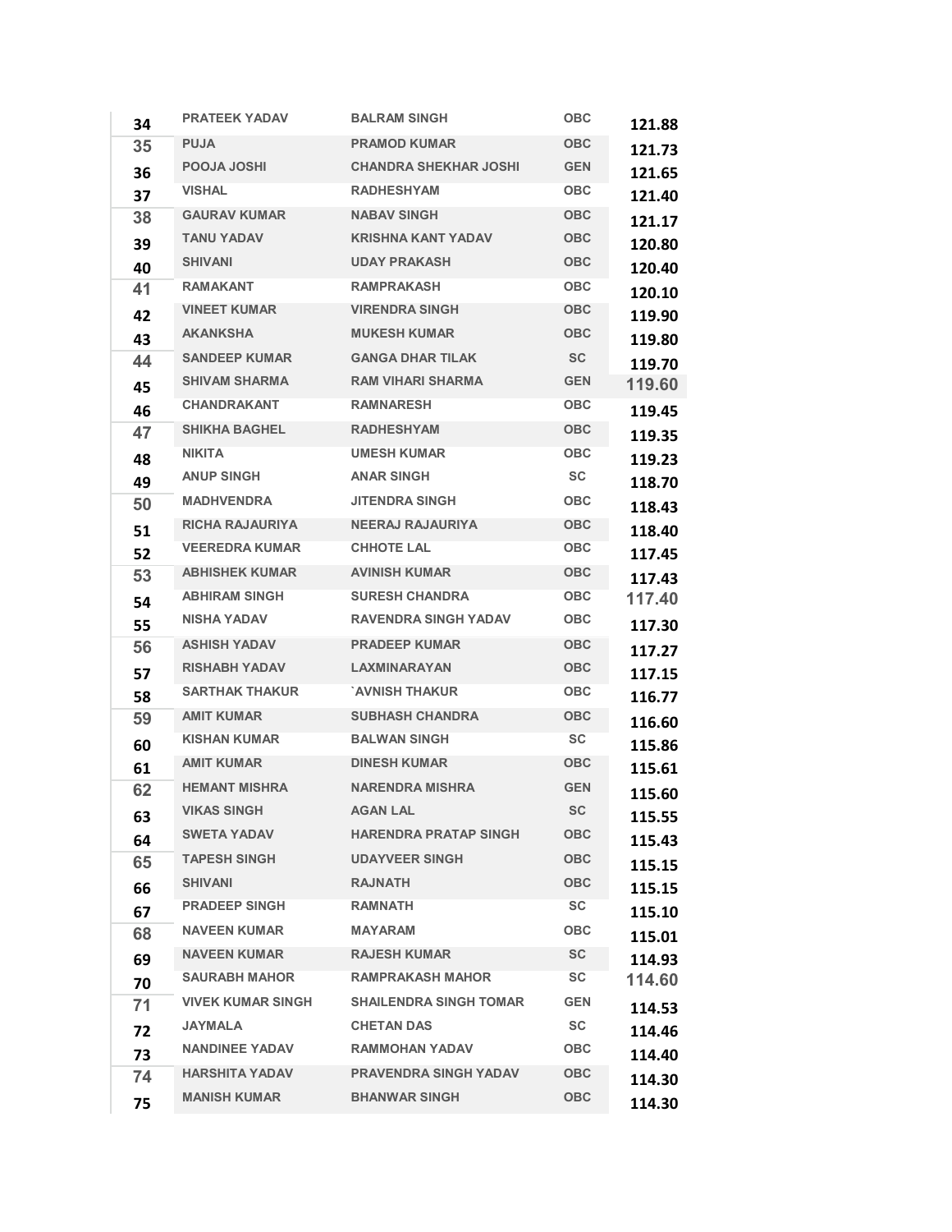|  |  |  |  |  |
|---|---|---|---|---|
| 34 | PRATEEK YADAV | BALRAM SINGH | OBC | 121.88 |
| 35 | PUJA | PRAMOD KUMAR | OBC | 121.73 |
| 36 | POOJA JOSHI | CHANDRA SHEKHAR JOSHI | GEN | 121.65 |
| 37 | VISHAL | RADHESHYAM | OBC | 121.40 |
| 38 | GAURAV KUMAR | NABAV SINGH | OBC | 121.17 |
| 39 | TANU YADAV | KRISHNA KANT YADAV | OBC | 120.80 |
| 40 | SHIVANI | UDAY PRAKASH | OBC | 120.40 |
| 41 | RAMAKANT | RAMPRAKASH | OBC | 120.10 |
| 42 | VINEET KUMAR | VIRENDRA SINGH | OBC | 119.90 |
| 43 | AKANKSHA | MUKESH KUMAR | OBC | 119.80 |
| 44 | SANDEEP KUMAR | GANGA DHAR TILAK | SC | 119.70 |
| 45 | SHIVAM SHARMA | RAM VIHARI SHARMA | GEN | 119.60 |
| 46 | CHANDRAKANT | RAMNARESH | OBC | 119.45 |
| 47 | SHIKHA BAGHEL | RADHESHYAM | OBC | 119.35 |
| 48 | NIKITA | UMESH KUMAR | OBC | 119.23 |
| 49 | ANUP SINGH | ANAR SINGH | SC | 118.70 |
| 50 | MADHVENDRA | JITENDRA SINGH | OBC | 118.43 |
| 51 | RICHA RAJAURIYA | NEERAJ RAJAURIYA | OBC | 118.40 |
| 52 | VEEREDRA KUMAR | CHHOTE LAL | OBC | 117.45 |
| 53 | ABHISHEK KUMAR | AVINISH KUMAR | OBC | 117.43 |
| 54 | ABHIRAM SINGH | SURESH CHANDRA | OBC | 117.40 |
| 55 | NISHA YADAV | RAVENDRA SINGH YADAV | OBC | 117.30 |
| 56 | ASHISH YADAV | PRADEEP KUMAR | OBC | 117.27 |
| 57 | RISHABH YADAV | LAXMINARAYAN | OBC | 117.15 |
| 58 | SARTHAK THAKUR | `AVNISH THAKUR | OBC | 116.77 |
| 59 | AMIT KUMAR | SUBHASH CHANDRA | OBC | 116.60 |
| 60 | KISHAN KUMAR | BALWAN SINGH | SC | 115.86 |
| 61 | AMIT KUMAR | DINESH KUMAR | OBC | 115.61 |
| 62 | HEMANT MISHRA | NARENDRA MISHRA | GEN | 115.60 |
| 63 | VIKAS SINGH | AGAN LAL | SC | 115.55 |
| 64 | SWETA YADAV | HARENDRA PRATAP SINGH | OBC | 115.43 |
| 65 | TAPESH SINGH | UDAYVEER SINGH | OBC | 115.15 |
| 66 | SHIVANI | RAJNATH | OBC | 115.15 |
| 67 | PRADEEP SINGH | RAMNATH | SC | 115.10 |
| 68 | NAVEEN KUMAR | MAYARAM | OBC | 115.01 |
| 69 | NAVEEN KUMAR | RAJESH KUMAR | SC | 114.93 |
| 70 | SAURABH MAHOR | RAMPRAKASH MAHOR | SC | 114.60 |
| 71 | VIVEK KUMAR SINGH | SHAILENDRA SINGH TOMAR | GEN | 114.53 |
| 72 | JAYMALA | CHETAN DAS | SC | 114.46 |
| 73 | NANDINEE YADAV | RAMMOHAN YADAV | OBC | 114.40 |
| 74 | HARSHITA YADAV | PRAVENDRA SINGH YADAV | OBC | 114.30 |
| 75 | MANISH KUMAR | BHANWAR SINGH | OBC | 114.30 |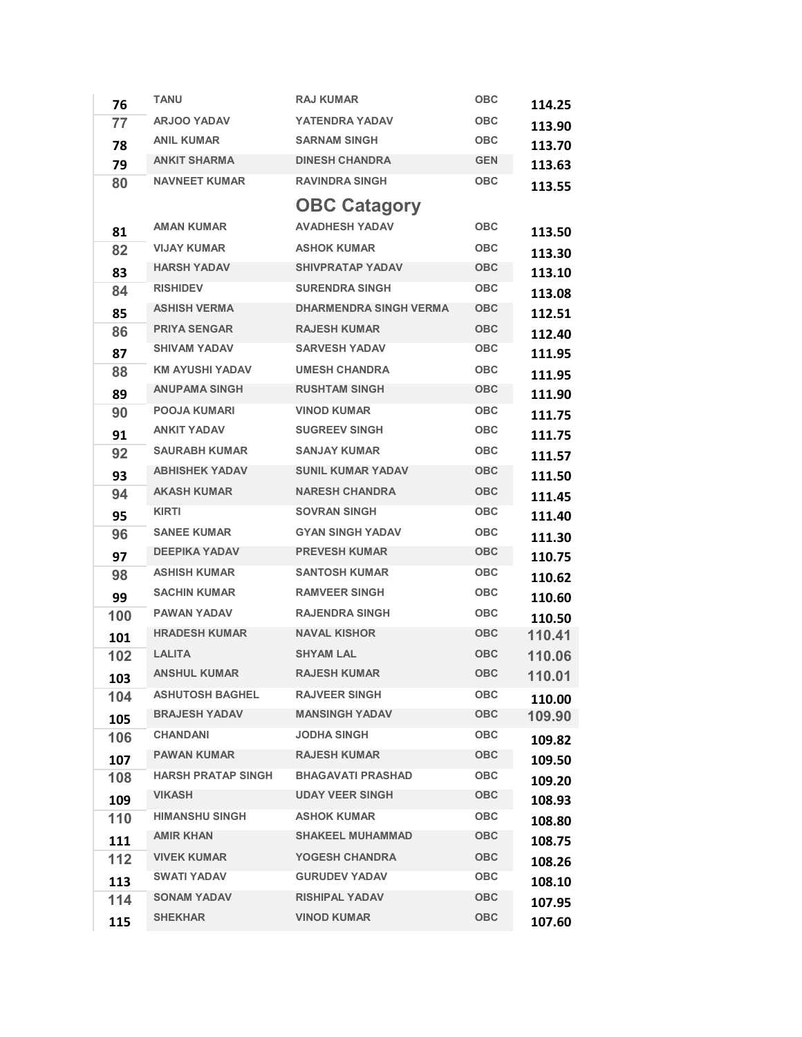| 76 | TANU | RAJ KUMAR | OBC | 114.25 |
|---|---|---|---|---|
| 77 | ARJOO YADAV | YATENDRA YADAV | OBC | 113.90 |
| 78 | ANIL KUMAR | SARNAM SINGH | OBC | 113.70 |
| 79 | ANKIT SHARMA | DINESH CHANDRA | GEN | 113.63 |
| 80 | NAVNEET KUMAR | RAVINDRA SINGH | OBC | 113.55 |

## OBC Catagory

| 81 | AMAN KUMAR | AVADHESH YADAV | OBC | 113.50 |
|---|---|---|---|---|
| 82 | VIJAY KUMAR | ASHOK KUMAR | OBC | 113.30 |
| 83 | HARSH YADAV | SHIVPRATAP YADAV | OBC | 113.10 |
| 84 | RISHIDEV | SURENDRA SINGH | OBC | 113.08 |
| 85 | ASHISH VERMA | DHARMENDRA SINGH VERMA | OBC | 112.51 |
| 86 | PRIYA SENGAR | RAJESH KUMAR | OBC | 112.40 |
| 87 | SHIVAM YADAV | SARVESH YADAV | OBC | 111.95 |
| 88 | KM AYUSHI YADAV | UMESH CHANDRA | OBC | 111.95 |
| 89 | ANUPAMA SINGH | RUSHTAM SINGH | OBC | 111.90 |
| 90 | POOJA KUMARI | VINOD KUMAR | OBC | 111.75 |
| 91 | ANKIT YADAV | SUGREEV SINGH | OBC | 111.75 |
| 92 | SAURABH KUMAR | SANJAY KUMAR | OBC | 111.57 |
| 93 | ABHISHEK YADAV | SUNIL KUMAR YADAV | OBC | 111.50 |
| 94 | AKASH KUMAR | NARESH CHANDRA | OBC | 111.45 |
| 95 | KIRTI | SOVRAN SINGH | OBC | 111.40 |
| 96 | SANEE KUMAR | GYAN SINGH YADAV | OBC | 111.30 |
| 97 | DEEPIKA YADAV | PREVESH KUMAR | OBC | 110.75 |
| 98 | ASHISH KUMAR | SANTOSH KUMAR | OBC | 110.62 |
| 99 | SACHIN KUMAR | RAMVEER SINGH | OBC | 110.60 |
| 100 | PAWAN YADAV | RAJENDRA SINGH | OBC | 110.50 |
| 101 | HRADESH KUMAR | NAVAL KISHOR | OBC | 110.41 |
| 102 | LALITA | SHYAM LAL | OBC | 110.06 |
| 103 | ANSHUL KUMAR | RAJESH KUMAR | OBC | 110.01 |
| 104 | ASHUTOSH BAGHEL | RAJVEER SINGH | OBC | 110.00 |
| 105 | BRAJESH YADAV | MANSINGH YADAV | OBC | 109.90 |
| 106 | CHANDANI | JODHA SINGH | OBC | 109.82 |
| 107 | PAWAN KUMAR | RAJESH KUMAR | OBC | 109.50 |
| 108 | HARSH PRATAP SINGH | BHAGAVATI PRASHAD | OBC | 109.20 |
| 109 | VIKASH | UDAY VEER SINGH | OBC | 108.93 |
| 110 | HIMANSHU SINGH | ASHOK KUMAR | OBC | 108.80 |
| 111 | AMIR KHAN | SHAKEEL MUHAMMAD | OBC | 108.75 |
| 112 | VIVEK KUMAR | YOGESH CHANDRA | OBC | 108.26 |
| 113 | SWATI YADAV | GURUDEV YADAV | OBC | 108.10 |
| 114 | SONAM YADAV | RISHIPAL YADAV | OBC | 107.95 |
| 115 | SHEKHAR | VINOD KUMAR | OBC | 107.60 |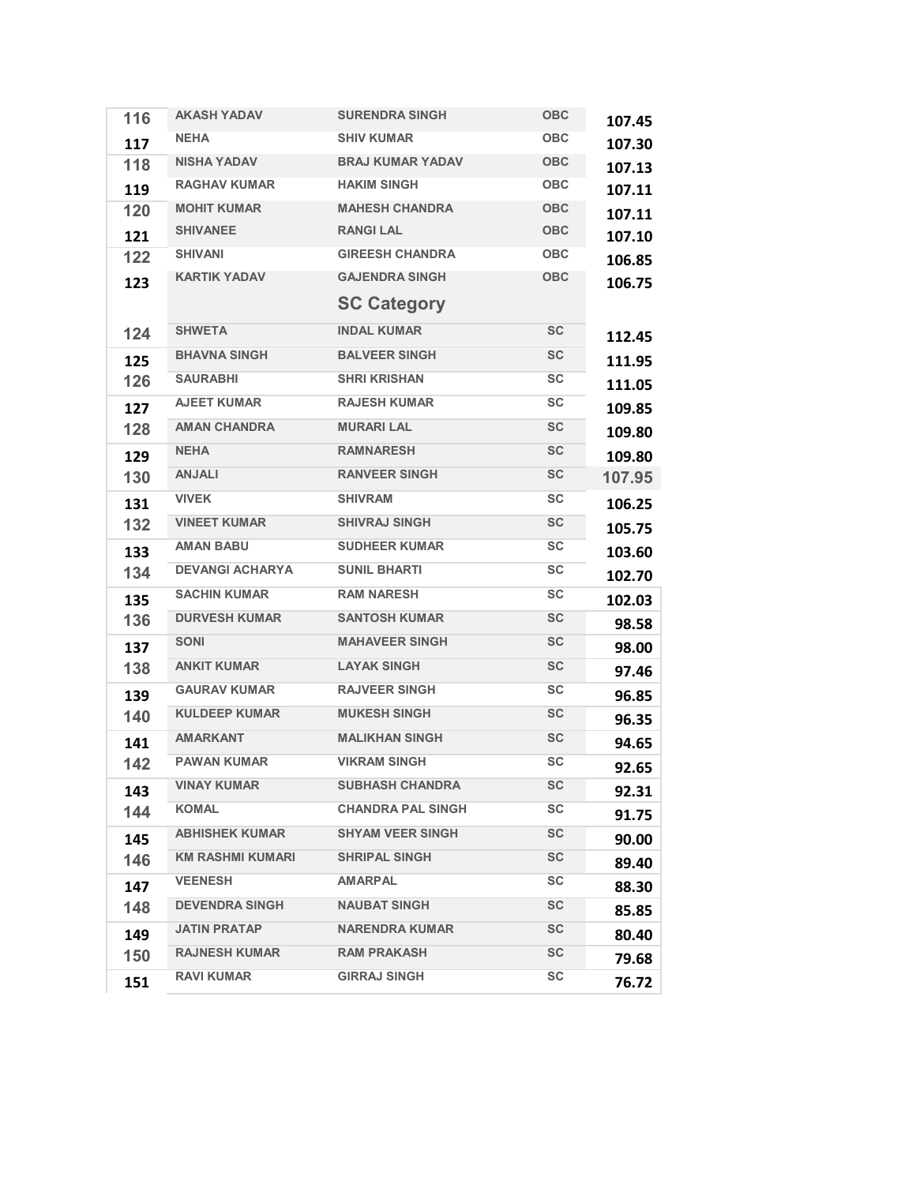| | | | | |
|---|---|---|---|---|
| 116 | AKASH YADAV | SURENDRA SINGH | OBC | 107.45 |
| 117 | NEHA | SHIV KUMAR | OBC | 107.30 |
| 118 | NISHA YADAV | BRAJ KUMAR YADAV | OBC | 107.13 |
| 119 | RAGHAV KUMAR | HAKIM SINGH | OBC | 107.11 |
| 120 | MOHIT KUMAR | MAHESH CHANDRA | OBC | 107.11 |
| 121 | SHIVANEE | RANGI LAL | OBC | 107.10 |
| 122 | SHIVANI | GIREESH CHANDRA | OBC | 106.85 |
| 123 | KARTIK YADAV | GAJENDRA SINGH | OBC | 106.75 |
| | | **SC Category** | | |
| 124 | SHWETA | INDAL KUMAR | SC | 112.45 |
| 125 | BHAVNA SINGH | BALVEER SINGH | SC | 111.95 |
| 126 | SAURABHI | SHRI KRISHAN | SC | 111.05 |
| 127 | AJEET KUMAR | RAJESH KUMAR | SC | 109.85 |
| 128 | AMAN CHANDRA | MURARI LAL | SC | 109.80 |
| 129 | NEHA | RAMNARESH | SC | 109.80 |
| 130 | ANJALI | RANVEER SINGH | SC | 107.95 |
| 131 | VIVEK | SHIVRAM | SC | 106.25 |
| 132 | VINEET KUMAR | SHIVRAJ SINGH | SC | 105.75 |
| 133 | AMAN BABU | SUDHEER KUMAR | SC | 103.60 |
| 134 | DEVANGI ACHARYA | SUNIL BHARTI | SC | 102.70 |
| 135 | SACHIN KUMAR | RAM NARESH | SC | 102.03 |
| 136 | DURVESH KUMAR | SANTOSH KUMAR | SC | 98.58 |
| 137 | SONI | MAHAVEER SINGH | SC | 98.00 |
| 138 | ANKIT KUMAR | LAYAK SINGH | SC | 97.46 |
| 139 | GAURAV KUMAR | RAJVEER SINGH | SC | 96.85 |
| 140 | KULDEEP KUMAR | MUKESH SINGH | SC | 96.35 |
| 141 | AMARKANT | MALIKHAN SINGH | SC | 94.65 |
| 142 | PAWAN KUMAR | VIKRAM SINGH | SC | 92.65 |
| 143 | VINAY KUMAR | SUBHASH CHANDRA | SC | 92.31 |
| 144 | KOMAL | CHANDRA PAL SINGH | SC | 91.75 |
| 145 | ABHISHEK KUMAR | SHYAM VEER SINGH | SC | 90.00 |
| 146 | KM RASHMI KUMARI | SHRIPAL SINGH | SC | 89.40 |
| 147 | VEENESH | AMARPAL | SC | 88.30 |
| 148 | DEVENDRA SINGH | NAUBAT SINGH | SC | 85.85 |
| 149 | JATIN PRATAP | NARENDRA KUMAR | SC | 80.40 |
| 150 | RAJNESH KUMAR | RAM PRAKASH | SC | 79.68 |
| 151 | RAVI KUMAR | GIRRAJ SINGH | SC | 76.72 |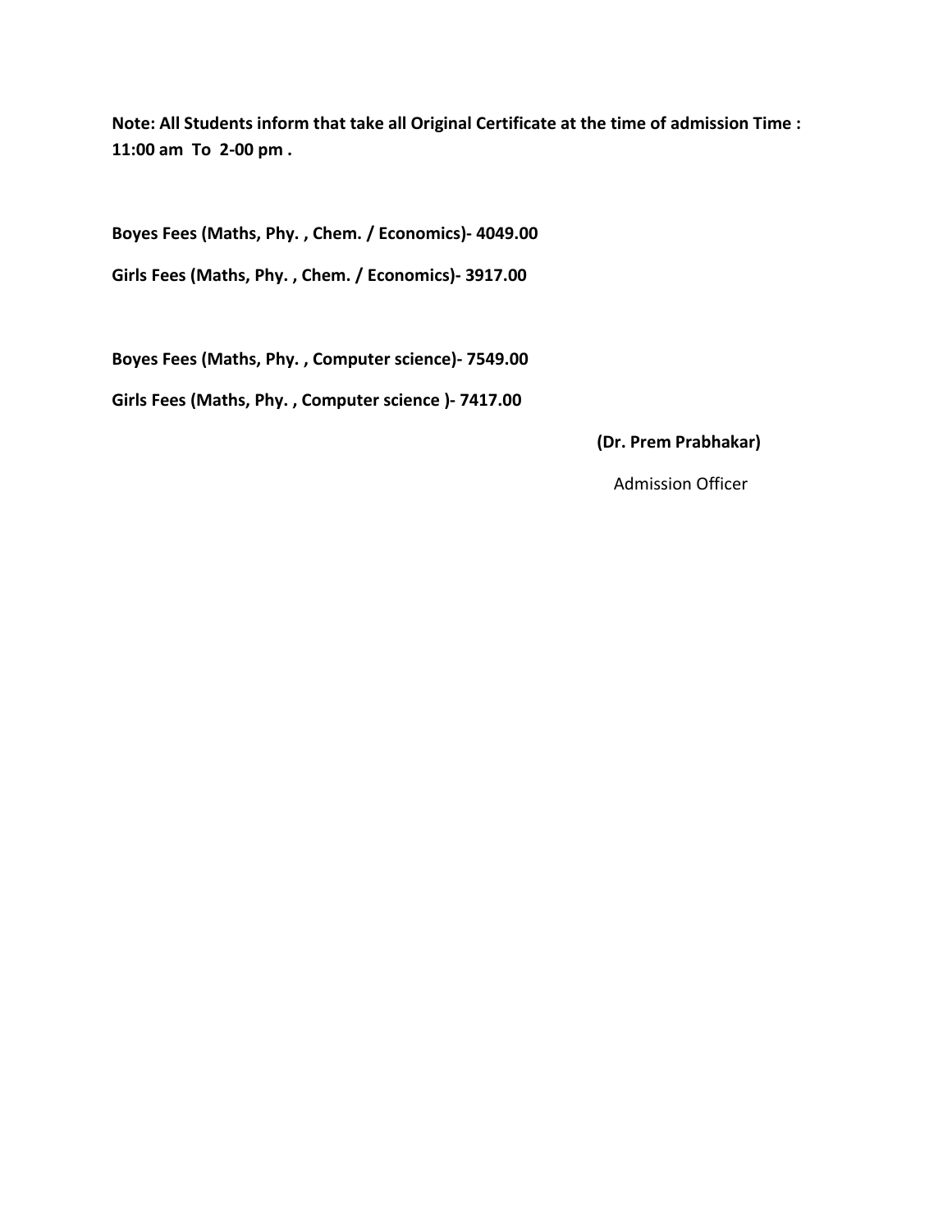**Note: All Students inform that take all Original Certificate at the time of admission Time : 11:00 am To 2-00 pm .**

**Boyes Fees (Maths, Phy. , Chem. / Economics)- 4049.00**

**Girls Fees (Maths, Phy. , Chem. / Economics)- 3917.00**

**Boyes Fees (Maths, Phy. , Computer science)- 7549.00**

**Girls Fees (Maths, Phy. , Computer science )- 7417.00**

**(Dr. Prem Prabhakar)**

Admission Officer